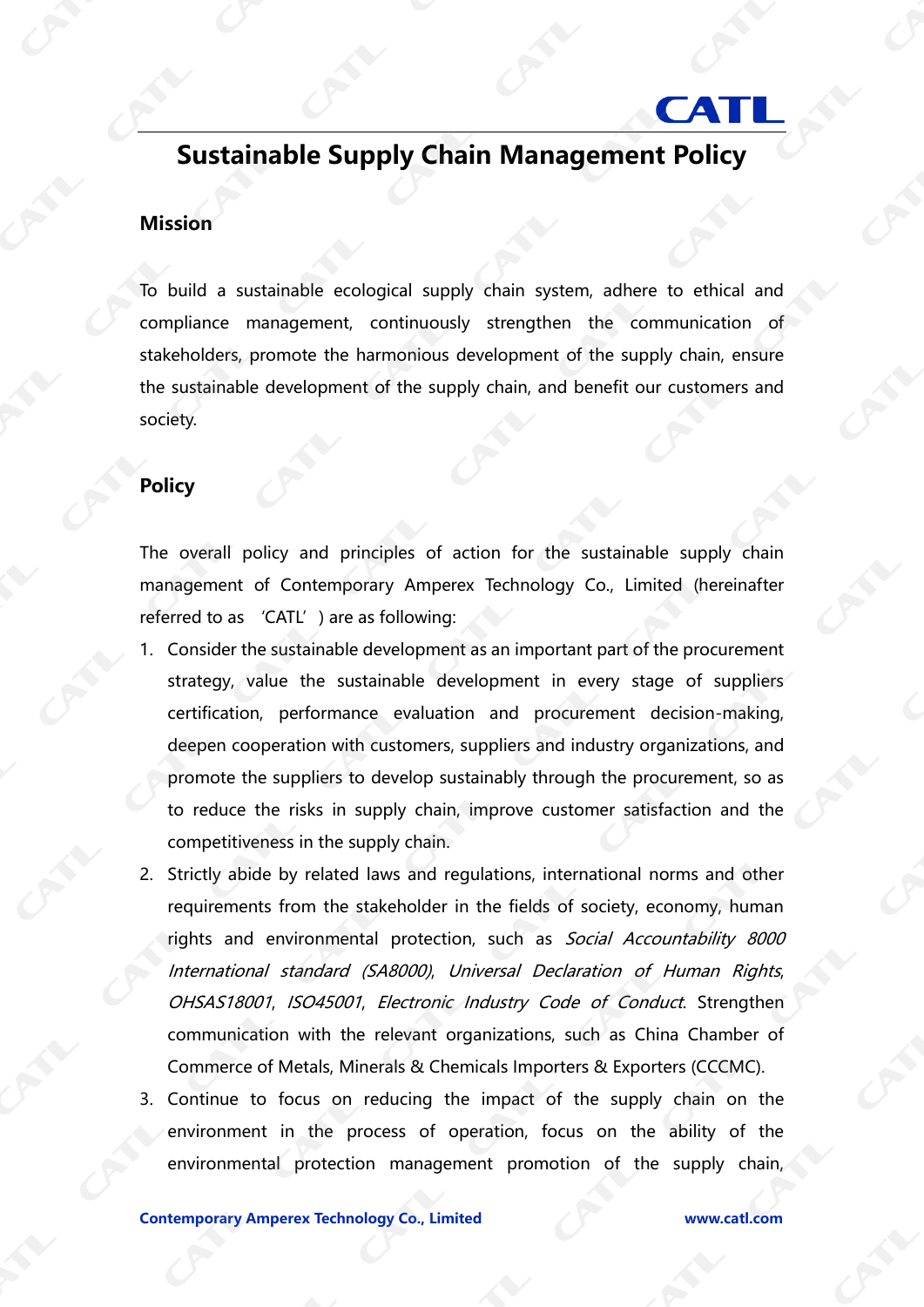# Sustainable Supply Chain Management Policy

## Mission

To build a sustainable ecological supply chain system, adhere to ethical and compliance management, continuously strengthen the communication of stakeholders, promote the harmonious development of the supply chain, ensure the sustainable development of the supply chain, and benefit our customers and society.

## Policy

The overall policy and principles of action for the sustainable supply chain management of Contemporary Amperex Technology Co., Limited (hereinafter referred to as 'CATL') are as following:

1. Consider the sustainable development as an important part of the procurement strategy, value the sustainable development in every stage of suppliers certification, performance evaluation and procurement decision-making, deepen cooperation with customers, suppliers and industry organizations, and promote the suppliers to develop sustainably through the procurement, so as to reduce the risks in supply chain, improve customer satisfaction and the competitiveness in the supply chain.
2. Strictly abide by related laws and regulations, international norms and other requirements from the stakeholder in the fields of society, economy, human rights and environmental protection, such as *Social Accountability 8000 International standard (SA8000)*, *Universal Declaration of Human Rights*, *OHSAS18001*, *ISO45001*, *Electronic Industry Code of Conduct*. Strengthen communication with the relevant organizations, such as China Chamber of Commerce of Metals, Minerals & Chemicals Importers & Exporters (CCCMC).
3. Continue to focus on reducing the impact of the supply chain on the environment in the process of operation, focus on the ability of the environmental protection management promotion of the supply chain,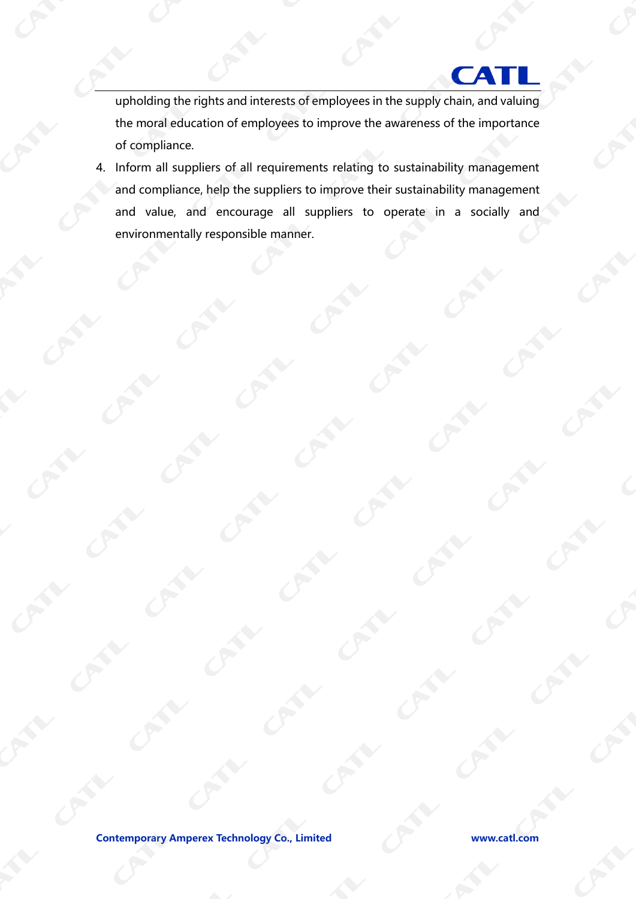upholding the rights and interests of employees in the supply chain, and valuing the moral education of employees to improve the awareness of the importance of compliance.

4. Inform all suppliers of all requirements relating to sustainability management and compliance, help the suppliers to improve their sustainability management and value, and encourage all suppliers to operate in a socially and environmentally responsible manner.